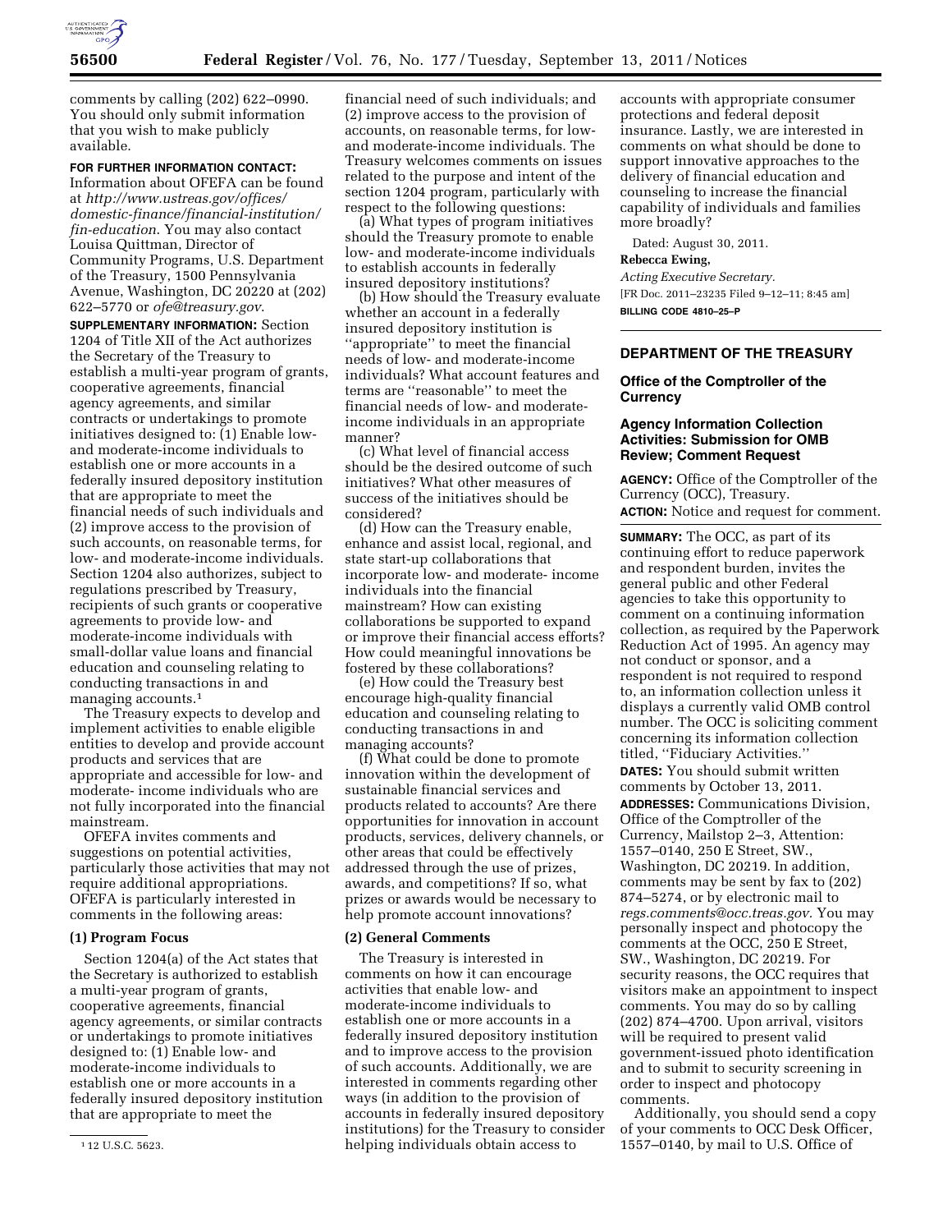comments by calling (202) 622–0990. You should only submit information that you wish to make publicly available.

**FOR FURTHER INFORMATION CONTACT:** Information about OFEFA can be found at *http://www.ustreas.gov/offices/domestic-finance/financial-institution/fin-education*. You may also contact Louisa Quittman, Director of Community Programs, U.S. Department of the Treasury, 1500 Pennsylvania Avenue, Washington, DC 20220 at (202) 622–5770 or *ofe@treasury.gov*.

**SUPPLEMENTARY INFORMATION:** Section 1204 of Title XII of the Act authorizes the Secretary of the Treasury to establish a multi-year program of grants, cooperative agreements, financial agency agreements, and similar contracts or undertakings to promote initiatives designed to: (1) Enable low- and moderate-income individuals to establish one or more accounts in a federally insured depository institution that are appropriate to meet the financial needs of such individuals and (2) improve access to the provision of such accounts, on reasonable terms, for low- and moderate-income individuals. Section 1204 also authorizes, subject to regulations prescribed by Treasury, recipients of such grants or cooperative agreements to provide low- and moderate-income individuals with small-dollar value loans and financial education and counseling relating to conducting transactions in and managing accounts.[1]

The Treasury expects to develop and implement activities to enable eligible entities to develop and provide account products and services that are appropriate and accessible for low- and moderate- income individuals who are not fully incorporated into the financial mainstream.

OFEFA invites comments and suggestions on potential activities, particularly those activities that may not require additional appropriations. OFEFA is particularly interested in comments in the following areas:

**(1) Program Focus**

Section 1204(a) of the Act states that the Secretary is authorized to establish a multi-year program of grants, cooperative agreements, financial agency agreements, or similar contracts or undertakings to promote initiatives designed to: (1) Enable low- and moderate-income individuals to establish one or more accounts in a federally insured depository institution that are appropriate to meet the financial need of such individuals; and (2) improve access to the provision of accounts, on reasonable terms, for low- and moderate-income individuals. The Treasury welcomes comments on issues related to the purpose and intent of the section 1204 program, particularly with respect to the following questions:

(a) What types of program initiatives should the Treasury promote to enable low- and moderate-income individuals to establish accounts in federally insured depository institutions?

(b) How should the Treasury evaluate whether an account in a federally insured depository institution is ''appropriate'' to meet the financial needs of low- and moderate-income individuals? What account features and terms are ''reasonable'' to meet the financial needs of low- and moderate-income individuals in an appropriate manner?

(c) What level of financial access should be the desired outcome of such initiatives? What other measures of success of the initiatives should be considered?

(d) How can the Treasury enable, enhance and assist local, regional, and state start-up collaborations that incorporate low- and moderate- income individuals into the financial mainstream? How can existing collaborations be supported to expand or improve their financial access efforts? How could meaningful innovations be fostered by these collaborations?

(e) How could the Treasury best encourage high-quality financial education and counseling relating to conducting transactions in and managing accounts?

(f) What could be done to promote innovation within the development of sustainable financial services and products related to accounts? Are there opportunities for innovation in account products, services, delivery channels, or other areas that could be effectively addressed through the use of prizes, awards, and competitions? If so, what prizes or awards would be necessary to help promote account innovations?

**(2) General Comments**

The Treasury is interested in comments on how it can encourage activities that enable low- and moderate-income individuals to establish one or more accounts in a federally insured depository institution and to improve access to the provision of such accounts. Additionally, we are interested in comments regarding other ways (in addition to the provision of accounts in federally insured depository institutions) for the Treasury to consider helping individuals obtain access to accounts with appropriate consumer protections and federal deposit insurance. Lastly, we are interested in comments on what should be done to support innovative approaches to the delivery of financial education and counseling to increase the financial capability of individuals and families more broadly?

Dated: August 30, 2011.

**Rebecca Ewing,**

*Acting Executive Secretary.*

[FR Doc. 2011–23235 Filed 9–12–11; 8:45 am]

**BILLING CODE 4810–25–P**

[1] 12 U.S.C. 5623.

## DEPARTMENT OF THE TREASURY

### Office of the Comptroller of the Currency

### Agency Information Collection Activities: Submission for OMB Review; Comment Request

**AGENCY:** Office of the Comptroller of the Currency (OCC), Treasury.

**ACTION:** Notice and request for comment.

**SUMMARY:** The OCC, as part of its continuing effort to reduce paperwork and respondent burden, invites the general public and other Federal agencies to take this opportunity to comment on a continuing information collection, as required by the Paperwork Reduction Act of 1995. An agency may not conduct or sponsor, and a respondent is not required to respond to, an information collection unless it displays a currently valid OMB control number. The OCC is soliciting comment concerning its information collection titled, ''Fiduciary Activities.''

**DATES:** You should submit written comments by October 13, 2011.

**ADDRESSES:** Communications Division, Office of the Comptroller of the Currency, Mailstop 2–3, Attention: 1557–0140, 250 E Street, SW., Washington, DC 20219. In addition, comments may be sent by fax to (202) 874–5274, or by electronic mail to *regs.comments@occ.treas.gov*. You may personally inspect and photocopy the comments at the OCC, 250 E Street, SW., Washington, DC 20219. For security reasons, the OCC requires that visitors make an appointment to inspect comments. You may do so by calling (202) 874–4700. Upon arrival, visitors will be required to present valid government-issued photo identification and to submit to security screening in order to inspect and photocopy comments.

Additionally, you should send a copy of your comments to OCC Desk Officer, 1557–0140, by mail to U.S. Office of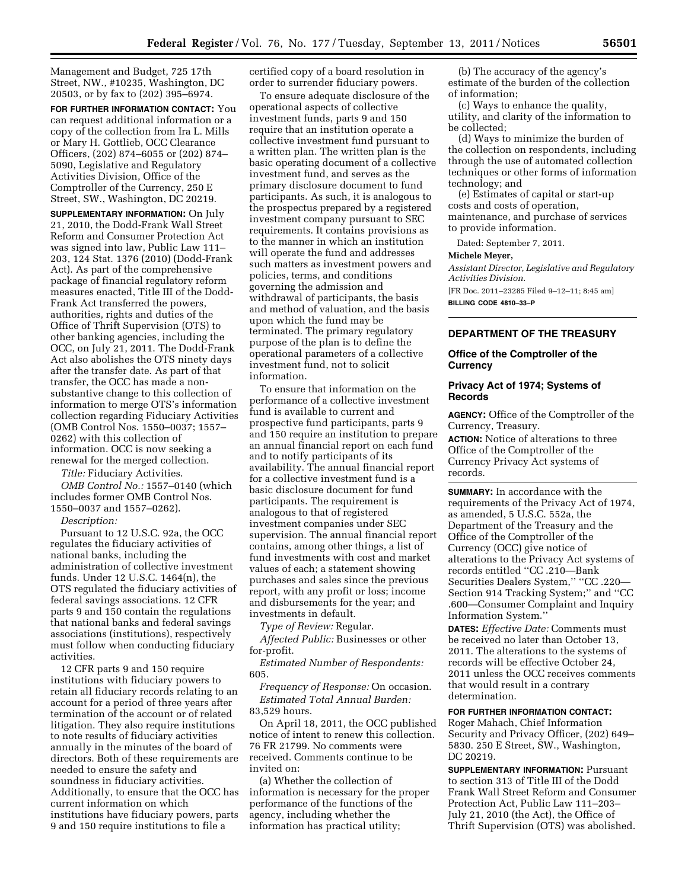Management and Budget, 725 17th Street, NW., #10235, Washington, DC 20503, or by fax to (202) 395–6974.

**FOR FURTHER INFORMATION CONTACT:** You can request additional information or a copy of the collection from Ira L. Mills or Mary H. Gottlieb, OCC Clearance Officers, (202) 874–6055 or (202) 874–5090, Legislative and Regulatory Activities Division, Office of the Comptroller of the Currency, 250 E Street, SW., Washington, DC 20219.

**SUPPLEMENTARY INFORMATION:** On July 21, 2010, the Dodd-Frank Wall Street Reform and Consumer Protection Act was signed into law, Public Law 111–203, 124 Stat. 1376 (2010) (Dodd-Frank Act). As part of the comprehensive package of financial regulatory reform measures enacted, Title III of the Dodd-Frank Act transferred the powers, authorities, rights and duties of the Office of Thrift Supervision (OTS) to other banking agencies, including the OCC, on July 21, 2011. The Dodd-Frank Act also abolishes the OTS ninety days after the transfer date. As part of that transfer, the OCC has made a non-substantive change to this collection of information to merge OTS's information collection regarding Fiduciary Activities (OMB Control Nos. 1550–0037; 1557–0262) with this collection of information. OCC is now seeking a renewal for the merged collection.

*Title:* Fiduciary Activities.

*OMB Control No.:* 1557–0140 (which includes former OMB Control Nos. 1550–0037 and 1557–0262).

*Description:*

Pursuant to 12 U.S.C. 92a, the OCC regulates the fiduciary activities of national banks, including the administration of collective investment funds. Under 12 U.S.C. 1464(n), the OTS regulated the fiduciary activities of federal savings associations. 12 CFR parts 9 and 150 contain the regulations that national banks and federal savings associations (institutions), respectively must follow when conducting fiduciary activities.

12 CFR parts 9 and 150 require institutions with fiduciary powers to retain all fiduciary records relating to an account for a period of three years after termination of the account or of related litigation. They also require institutions to note results of fiduciary activities annually in the minutes of the board of directors. Both of these requirements are needed to ensure the safety and soundness in fiduciary activities. Additionally, to ensure that the OCC has current information on which institutions have fiduciary powers, parts 9 and 150 require institutions to file a certified copy of a board resolution in order to surrender fiduciary powers.

To ensure adequate disclosure of the operational aspects of collective investment funds, parts 9 and 150 require that an institution operate a collective investment fund pursuant to a written plan. The written plan is the basic operating document of a collective investment fund, and serves as the primary disclosure document to fund participants. As such, it is analogous to the prospectus prepared by a registered investment company pursuant to SEC requirements. It contains provisions as to the manner in which an institution will operate the fund and addresses such matters as investment powers and policies, terms, and conditions governing the admission and withdrawal of participants, the basis and method of valuation, and the basis upon which the fund may be terminated. The primary regulatory purpose of the plan is to define the operational parameters of a collective investment fund, not to solicit information.

To ensure that information on the performance of a collective investment fund is available to current and prospective fund participants, parts 9 and 150 require an institution to prepare an annual financial report on each fund and to notify participants of its availability. The annual financial report for a collective investment fund is a basic disclosure document for fund participants. The requirement is analogous to that of registered investment companies under SEC supervision. The annual financial report contains, among other things, a list of fund investments with cost and market values of each; a statement showing purchases and sales since the previous report, with any profit or loss; income and disbursements for the year; and investments in default.

*Type of Review:* Regular.

*Affected Public:* Businesses or other for-profit.

*Estimated Number of Respondents:* 605.

*Frequency of Response:* On occasion.

*Estimated Total Annual Burden:* 83,529 hours.

On April 18, 2011, the OCC published notice of intent to renew this collection. 76 FR 21799. No comments were received. Comments continue to be invited on:

(a) Whether the collection of information is necessary for the proper performance of the functions of the agency, including whether the information has practical utility;

(b) The accuracy of the agency's estimate of the burden of the collection of information;

(c) Ways to enhance the quality, utility, and clarity of the information to be collected;

(d) Ways to minimize the burden of the collection on respondents, including through the use of automated collection techniques or other forms of information technology; and

(e) Estimates of capital or start-up costs and costs of operation, maintenance, and purchase of services to provide information.

Dated: September 7, 2011.

**Michele Meyer,**

*Assistant Director, Legislative and Regulatory Activities Division.*

[FR Doc. 2011–23285 Filed 9–12–11; 8:45 am]

**BILLING CODE 4810–33–P**

---

## DEPARTMENT OF THE TREASURY

### Office of the Comptroller of the Currency

### Privacy Act of 1974; Systems of Records

**AGENCY:** Office of the Comptroller of the Currency, Treasury.

**ACTION:** Notice of alterations to three Office of the Comptroller of the Currency Privacy Act systems of records.

**SUMMARY:** In accordance with the requirements of the Privacy Act of 1974, as amended, 5 U.S.C. 552a, the Department of the Treasury and the Office of the Comptroller of the Currency (OCC) give notice of alterations to the Privacy Act systems of records entitled ''CC .210—Bank Securities Dealers System,'' ''CC .220—Section 914 Tracking System;'' and ''CC .600—Consumer Complaint and Inquiry Information System.''

**DATES:** *Effective Date:* Comments must be received no later than October 13, 2011. The alterations to the systems of records will be effective October 24, 2011 unless the OCC receives comments that would result in a contrary determination.

**FOR FURTHER INFORMATION CONTACT:** Roger Mahach, Chief Information Security and Privacy Officer, (202) 649–5830. 250 E Street, SW., Washington, DC 20219.

**SUPPLEMENTARY INFORMATION:** Pursuant to section 313 of Title III of the Dodd Frank Wall Street Reform and Consumer Protection Act, Public Law 111–203–July 21, 2010 (the Act), the Office of Thrift Supervision (OTS) was abolished.